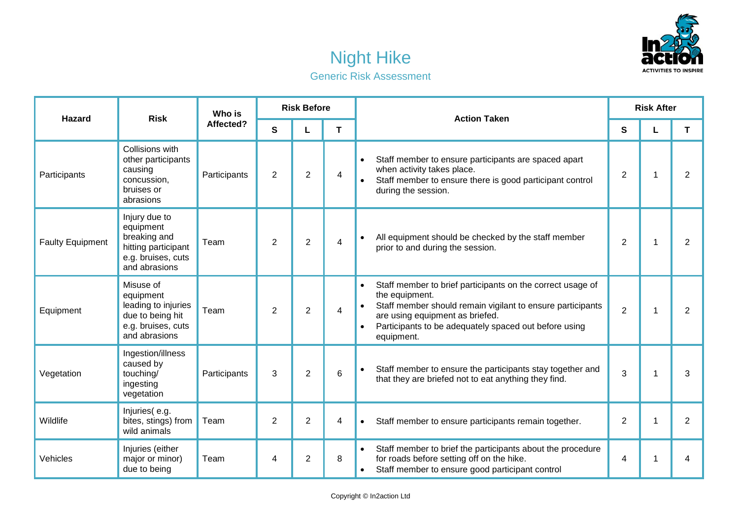# Night Hike

## Generic Risk Assessment

| Hazard | Risk | Who is Affected? | Risk Before | | | Action Taken | Risk After | | |
|---|---|---|---|---|---|---|---|---|---|
| | | | S | L | T | | S | L | T |
| Participants | Collisions with other participants causing concussion, bruises or abrasions | Participants | 2 | 2 | 4 | • Staff member to ensure participants are spaced apart when activity takes place.<br>• Staff member to ensure there is good participant control during the session. | 2 | 1 | 2 |
| Faulty Equipment | Injury due to equipment breaking and hitting participant e.g. bruises, cuts and abrasions | Team | 2 | 2 | 4 | • All equipment should be checked by the staff member prior to and during the session. | 2 | 1 | 2 |
| Equipment | Misuse of equipment leading to injuries due to being hit e.g. bruises, cuts and abrasions | Team | 2 | 2 | 4 | • Staff member to brief participants on the correct usage of the equipment.<br>• Staff member should remain vigilant to ensure participants are using equipment as briefed.<br>• Participants to be adequately spaced out before using equipment. | 2 | 1 | 2 |
| Vegetation | Ingestion/illness caused by touching/ ingesting vegetation | Participants | 3 | 2 | 6 | • Staff member to ensure the participants stay together and that they are briefed not to eat anything they find. | 3 | 1 | 3 |
| Wildlife | Injuries( e.g. bites, stings) from wild animals | Team | 2 | 2 | 4 | • Staff member to ensure participants remain together. | 2 | 1 | 2 |
| Vehicles | Injuries (either major or minor) due to being | Team | 4 | 2 | 8 | • Staff member to brief the participants about the procedure for roads before setting off on the hike.<br>• Staff member to ensure good participant control | 4 | 1 | 4 |

Copyright © In2action Ltd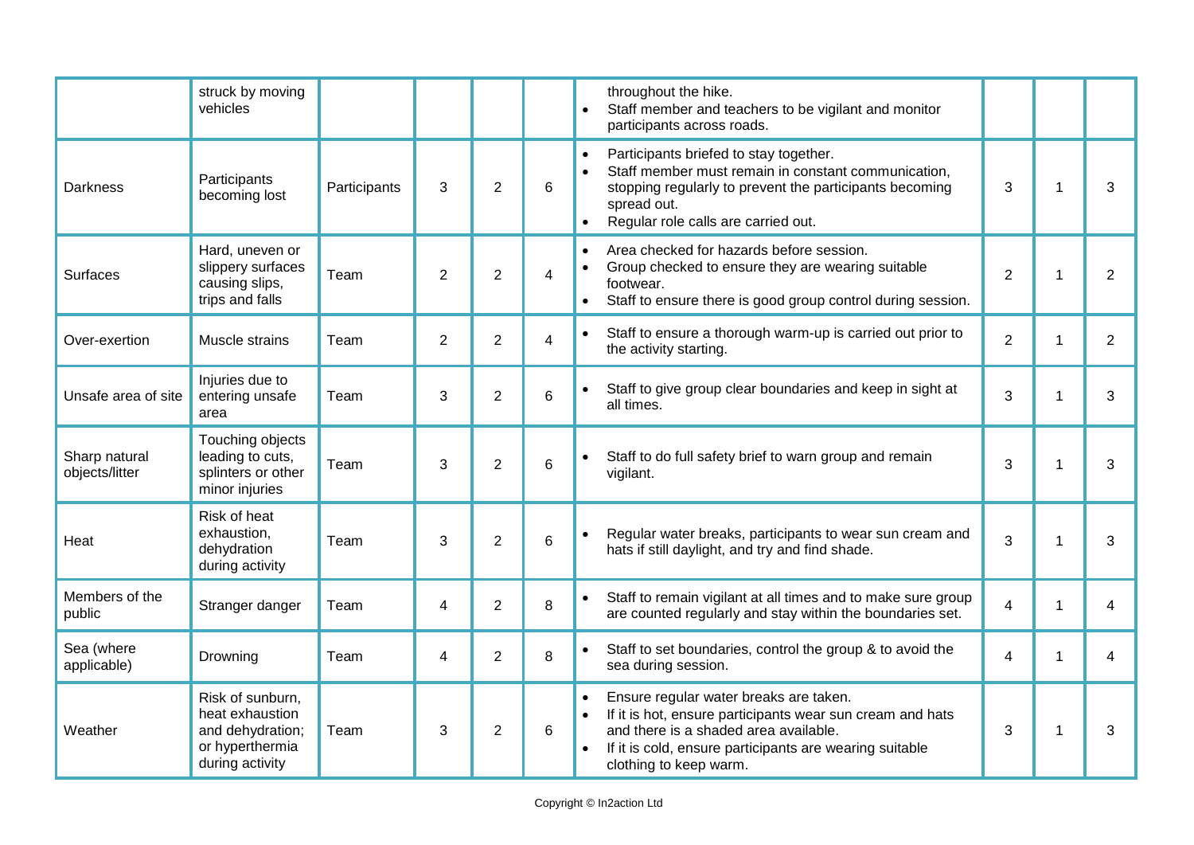|  |  |  |  |  |  |  |  |  |  |
|---|---|---|---|---|---|---|---|---|---|
|  | struck by moving vehicles |  |  |  |  | throughout the hike.<br>• Staff member and teachers to be vigilant and monitor participants across roads. |  |  |  |
| Darkness | Participants becoming lost | Participants | 3 | 2 | 6 | • Participants briefed to stay together.<br>• Staff member must remain in constant communication, stopping regularly to prevent the participants becoming spread out.<br>• Regular role calls are carried out. | 3 | 1 | 3 |
| Surfaces | Hard, uneven or slippery surfaces causing slips, trips and falls | Team | 2 | 2 | 4 | • Area checked for hazards before session.<br>• Group checked to ensure they are wearing suitable footwear.<br>• Staff to ensure there is good group control during session. | 2 | 1 | 2 |
| Over-exertion | Muscle strains | Team | 2 | 2 | 4 | • Staff to ensure a thorough warm-up is carried out prior to the activity starting. | 2 | 1 | 2 |
| Unsafe area of site | Injuries due to entering unsafe area | Team | 3 | 2 | 6 | • Staff to give group clear boundaries and keep in sight at all times. | 3 | 1 | 3 |
| Sharp natural objects/litter | Touching objects leading to cuts, splinters or other minor injuries | Team | 3 | 2 | 6 | • Staff to do full safety brief to warn group and remain vigilant. | 3 | 1 | 3 |
| Heat | Risk of heat exhaustion, dehydration during activity | Team | 3 | 2 | 6 | • Regular water breaks, participants to wear sun cream and hats if still daylight, and try and find shade. | 3 | 1 | 3 |
| Members of the public | Stranger danger | Team | 4 | 2 | 8 | • Staff to remain vigilant at all times and to make sure group are counted regularly and stay within the boundaries set. | 4 | 1 | 4 |
| Sea (where applicable) | Drowning | Team | 4 | 2 | 8 | • Staff to set boundaries, control the group & to avoid the sea during session. | 4 | 1 | 4 |
| Weather | Risk of sunburn, heat exhaustion and dehydration; or hyperthermia during activity | Team | 3 | 2 | 6 | • Ensure regular water breaks are taken.<br>• If it is hot, ensure participants wear sun cream and hats and there is a shaded area available.<br>• If it is cold, ensure participants are wearing suitable clothing to keep warm. | 3 | 1 | 3 |

Copyright © In2action Ltd